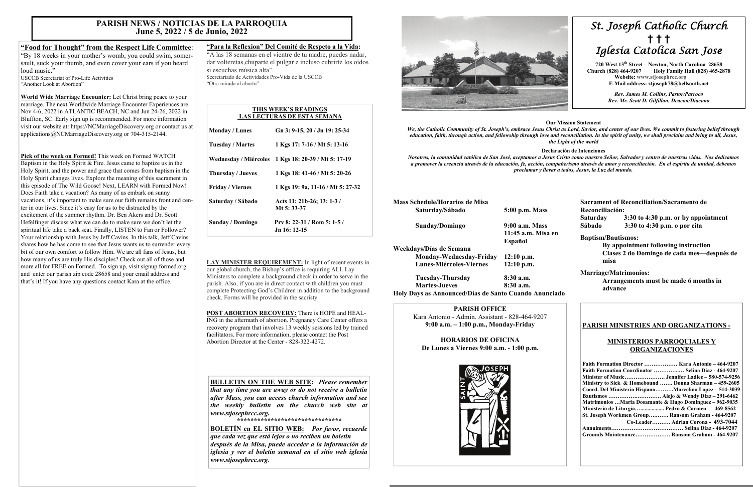# PARISH NEWS / NOTICIAS DE LA PARROQUIA
## June 5, 2022 / 5 de Junio, 2022

**"Food for Thought" from the Respect Life Committee:**
"By 18 weeks in your mother's womb, you could swim, somersault, suck your thumb, and even cover your ears if you heard loud music."
USCCB Secretariat of Pro-Life Activities
"Another Look at Abortion"

**World Wide Marriage Encounter:** Let Christ bring peace to your marriage. The next Worldwide Marriage Encounter Experiences are Nov 4-6, 2022 in ATLANTIC BEACH, NC and Jun 24-26, 2022 in Bluffton, SC. Early sign up is recommended. For more information visit our website at: https://NCMarriageDiscovery.org or contact us at applications@NCMarriageDiscovery.org or 704-315-2144.

**Pick of the week on Formed!** This week on Formed WATCH Baptism in the Holy Spirit & Fire. Jesus came to baptize us in the Holy Spirit, and the power and grace that comes from baptism in the Holy Spirit changes lives. Explore the meaning of this sacrament in this episode of The Wild Goose! Next, LEARN with Formed Now! Does Faith take a vacation? As many of us embark on sunny vacations, it's important to make sure our faith remains front and center in our lives. Since it's easy for us to be distracted by the excitement of the summer rhythm. Dr. Ben Akers and Dr. Scott Hefelfinger discuss what we can do to make sure we don't let the spiritual life take a back seat. Finally, LISTEN to Fan or Follower? Your relationship with Jesus by Jeff Cavins. In this talk, Jeff Cavins shares how he has come to see that Jesus wants us to surrender every bit of our own comfort to follow Him. We are all fans of Jesus, but how many of us are truly His disciples? Check out all of those and more all for FREE on Formed. To sign up, visit signup.formed.org and enter our parish zip code 28658 and your email address and that's it! If you have any questions contact Kara at the office.

**"Para la Reflexion" Del Comité de Respeto a la Vida:**
"A las 18 semanas en el vientre de tu madre, puedes nadar, dar volteretas,chuparte el pulgar e incluso cubrirte los oídos si escuchas música alta".
Secretariado de Actividades Pro-Vida de la USCCB
"Otra mirada al aborto"

**THIS WEEK'S READINGS**
**LAS LECTURAS DE ESTA SEMANA**

| | |
|---|---|
| **Monday / Lunes** | **Gn 3: 9-15, 20 / Jn 19: 25-34** |
| **Tuesday / Martes** | **1 Kgs 17: 7-16 / Mt 5: 13-16** |
| **Wednesday / Miércoles** | **1 Kgs 18: 20-39 / Mt 5: 17-19** |
| **Thursday / Jueves** | **1 Kgs 18: 41-46 / Mt 5: 20-26** |
| **Friday / Viernes** | **1 Kgs 19: 9a, 11-16 / Mt 5: 27-32** |
| **Saturday / Sábado** | **Acts 11: 21b-26; 13: 1-3 / Mt 5: 33-37** |
| **Sunday / Domingo** | **Prv 8: 22-31 / Rom 5: 1-5 / Jn 16: 12-15** |

**LAY MINISTER REQUIREMENT:** In light of recent events in our global church, the Bishop's office is requiring ALL Lay Ministers to complete a background check in order to serve in the parish. Also, if you are in direct contact with children you must complete Protecting God's Children in addition to the background check. Forms will be provided in the sacristy.

**POST ABORTION RECOVERY:** There is HOPE and HEALING in the aftermath of abortion. Pregnancy Care Center offers a recovery program that involves 13 weekly sessions led by trained facilitators. For more information, please contact the Post Abortion Director at the Center - 828-322-4272.

**BULLETIN ON THE WEB SITE:** *Please remember that any time you are away or do not receive a bulletin after Mass, you can access church information and see the weekly bulletin on the church web site at www.stjosephrcc.org.*

*******************************

**BOLETÍN en EL SITIO WEB:** *Por favor, recuerde que cada vez que está lejos o no reciben un boletín después de la Misa, puede acceder a la información de iglesia y ver el boletín semanal en el sitio web iglesia www.stjosephrcc.org.*

# *St. Joseph Catholic Church*
# † † †
# *Iglesia Católica San Jose*

**720 West 13th Street – Newton, North Carolina 28658**
**Church (828) 464-9207 Holy Family Hall (828) 465-2878**
**Website: www.stjosephrcc.org**
**E-Mail address: stjoseph78@bellsouth.net**

*Rev. James M. Collins, Pastor/Parroco*
*Rev. Mr. Scott D. Gilfillan, Deacon/Diacono*

**Our Mission Statement**

*We, the Catholic Community of St. Joseph's, embrace Jesus Christ as Lord, Savior, and center of our lives. We commit to fostering belief through education, faith, through action, and fellowship through love and reconciliation. In the spirit of unity, we shall proclaim and bring to all, Jesus, the Light of the world*

**Declaración de Intenciones**

*Nosotros, la comunidad católica de San José, aceptamos a Jesus Cristo como nuestro Señor, Salvador y centro de nuestras vidas. Nos dedicamos a promover la creencia através de la educación, fe, acción, compañerismo através de amor y reconciliación. En el espíritu de unidad, debemos proclamar y llevar a todos, Jesus, la Luz del mundo.*

**Mass Schedule/Horarios de Misa**

| | |
|---|---|
| **Saturday/Sábado** | **5:00 p.m. Mass** |
| **Sunday/Domingo** | **9:00 a.m. Mass** |
| | **11:45 a.m. Misa en Español** |

**Weekdays/Días de Semana**

| | |
|---|---|
| **Monday-Wednesday-Friday** | **12:10 p.m.** |
| **Lunes-Miércoles-Viernes** | **12:10 p.m.** |
| **Tuesday-Thursday** | **8:30 a.m.** |
| **Martes-Jueves** | **8:30 a.m.** |

**Holy Days as Announced/Días de Santo Cuando Anunciado**

**PARISH OFFICE**
Kara Antonio - Admin. Assistant - 828-464-9207
**9:00 a.m. – 1:00 p.m., Monday-Friday**

**HORARIOS DE OFICINA**
**De Lunes a Viernes 9:00 a.m. - 1:00 p.m.**

**Sacrament of Reconciliation/Sacramento de Reconciliación:**
**Saturday 3:30 to 4:30 p.m. or by appointment**
**Sábado 3:30 to 4:30 p.m. o por cita**

**Baptism/Bautismos:**
**By appointment following instruction**
**Clases 2 do Domingo de cada mes—después de misa**

**Marriage/Matrimonios:**
**Arrangements must be made 6 months in advance**

**PARISH MINISTRIES AND ORGANIZATIONS -**

**MINISTERIOS PARROQUIALES Y ORGANIZACIONES**

**Faith Formation Director ……………… Kara Antonio – 464-9207**
**Faith Formation Coordinator ………..…. Selina Diaz - 464-9207**
**Minister of Music…………………. Jennifer Ladlee – 580-574-9256**
**Ministry to Sick & Homebound ……. Donna Sharman – 459-2605**
**Coord. Del Ministerio Hispano……….Marcelino Lopez – 514-3039**
**Bautismos ………………..………. Alejo & Wendy Diaz – 291-6462**
**Matrimonios …Maria Dosamante & Hugo Dominguez – 962-9035**
**Ministerio de Liturgia…................. Pedro & Carmen – 469-8562**
**St. Joseph Workmen Group…..….. Ransom Graham - 464-9207**
**Co-Leader………. Adrian Corona - 493-7044**
**Annulments…………………………………. Selina Diaz - 464-9207**
**Grounds Maintenance………………. Ransom Graham - 464-9207**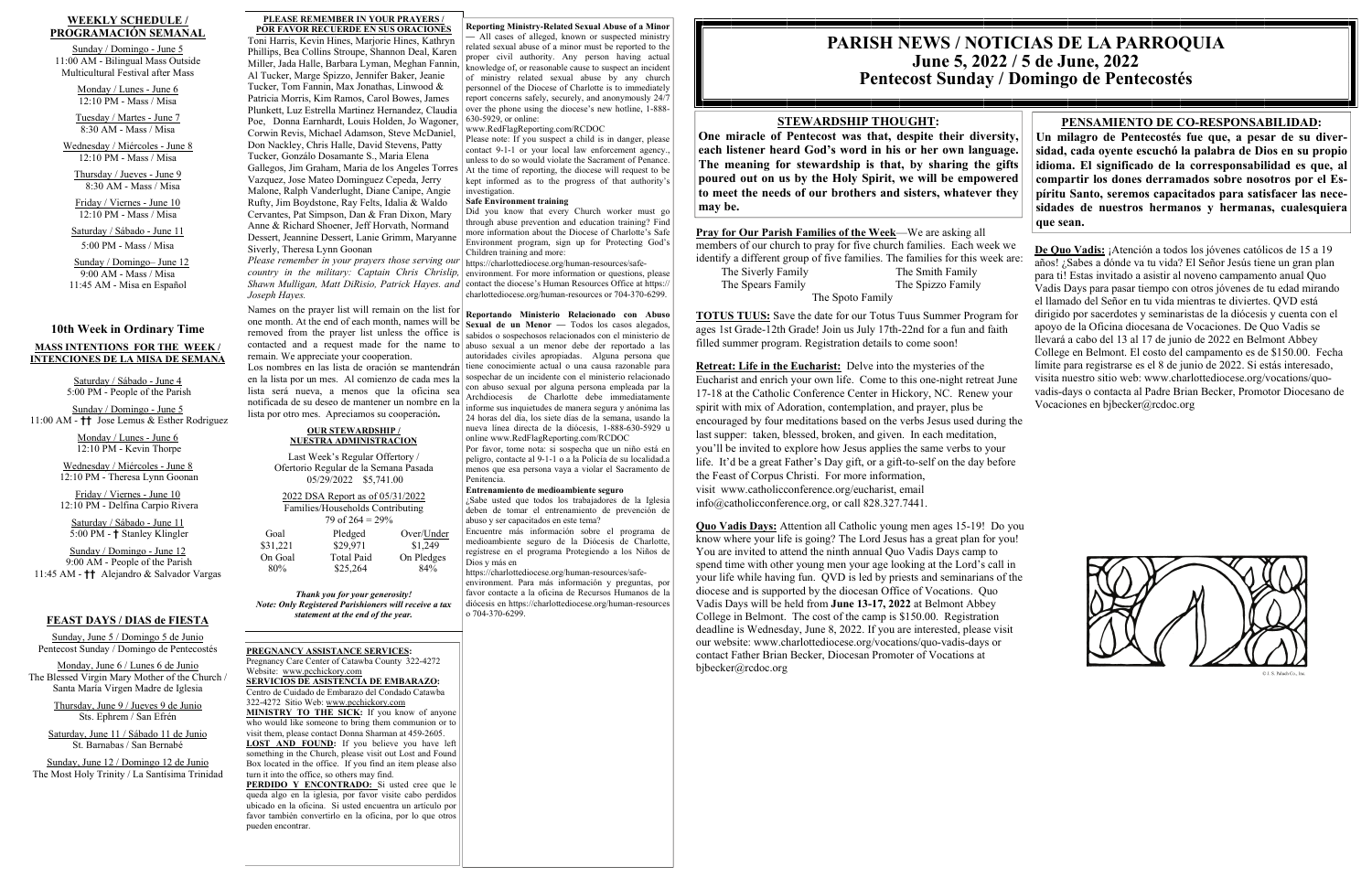## WEEKLY SCHEDULE / PROGRAMACIÓN SEMANAL

Sunday / Domingo - June 5
11:00 AM - Bilingual Mass Outside
Multicultural Festival after Mass

Monday / Lunes - June 6
12:10 PM - Mass / Misa

Tuesday / Martes - June 7
8:30 AM - Mass / Misa

Wednesday / Miércoles - June 8
12:10 PM - Mass / Misa

Thursday / Jueves - June 9
8:30 AM - Mass / Misa

Friday / Viernes - June 10
12:10 PM - Mass / Misa

Saturday / Sábado - June 11
5:00 PM - Mass / Misa

Sunday / Domingo– June 12
9:00 AM - Mass / Misa
11:45 AM - Misa en Español

## 10th Week in Ordinary Time

### MASS INTENTIONS FOR THE WEEK / INTENCIONES DE LA MISA DE SEMANA

Saturday / Sábado - June 4
5:00 PM - People of the Parish

Sunday / Domingo - June 5
11:00 AM - †† Jose Lemus & Esther Rodriguez

Monday / Lunes - June 6
12:10 PM - Kevin Thorpe

Wednesday / Miércoles - June 8
12:10 PM - Theresa Lynn Goonan

Friday / Viernes - June 10
12:10 PM - Delfina Carpio Rivera

Saturday / Sábado - June 11
5:00 PM - † Stanley Klingler

Sunday / Domingo - June 12
9:00 AM - People of the Parish
11:45 AM - †† Alejandro & Salvador Vargas

## FEAST DAYS / DIAS de FIESTA

Sunday, June 5 / Domingo 5 de Junio
Pentecost Sunday / Domingo de Pentecostés

Monday, June 6 / Lunes 6 de Junio
The Blessed Virgin Mary Mother of the Church / Santa María Virgen Madre de Iglesia

Thursday, June 9 / Jueves 9 de Junio
Sts. Ephrem / San Efrén

Saturday, June 11 / Sábado 11 de Junio
St. Barnabas / San Bernabé

Sunday, June 12 / Domingo 12 de Junio
The Most Holy Trinity / La Santísima Trinidad

### PLEASE REMEMBER IN YOUR PRAYERS / POR FAVOR RECUERDE EN SUS ORACIONES

Toni Harris, Kevin Hines, Marjorie Hines, Kathryn Phillips, Bea Collins Stroupe, Shannon Deal, Karen Miller, Jada Halle, Barbara Lyman, Meghan Fannin, Al Tucker, Marge Spizzo, Jennifer Baker, Jeanie Tucker, Tom Fannin, Max Jonathas, Linwood & Patricia Morris, Kim Ramos, Carol Bowes, James Plunkett, Luz Estrella Martinez Hernandez, Claudia Poe, Donna Earnhardt, Louis Holden, Jo Wagoner, Corwin Revis, Michael Adamson, Steve McDaniel, Don Nackley, Chris Halle, David Stevens, Patty Tucker, Gonzálo Dosamante S., Maria Elena Gallegos, Jim Graham, Maria de los Angeles Torres Vazquez, Jose Mateo Dominguez Cepeda, Jerry Malone, Ralph Vanderlught, Diane Canipe, Angie Rufty, Jim Boydstone, Ray Felts, Idalia & Waldo Cervantes, Pat Simpson, Dan & Fran Dixon, Mary Anne & Richard Shoener, Jeff Horvath, Normand Dessert, Jeannine Dessert, Lanie Grimm, Maryanne Siverly, Theresa Lynn Goonan

*Please remember in your prayers those serving our country in the military: Captain Chris Chrislip, Shawn Mulligan, Matt DiRisio, Patrick Hayes. and Joseph Hayes.*

Names on the prayer list will remain on the list for one month. At the end of each month, names will be removed from the prayer list unless the office is contacted and a request made for the name to remain. We appreciate your cooperation.

Los nombres en las listas de oración se mantendrán en la lista por un mes. Al comienzo de cada mes la lista será nueva, a menos que la oficina sea notificada de su deseo de mantener un nombre en la lista por otro mes. Apreciamos su cooperación**.**

### OUR STEWARDSHIP / NUESTRA ADMINISTRACION

Last Week's Regular Offertory / Ofertorio Regular de la Semana Pasada
05/29/2022 $5,741.00

2022 DSA Report as of 05/31/2022
Families/Households Contributing
79 of 264 = 29%

| Goal | Pledged | Over/Under |
|---|---|---|
| $31,221 | $29,971 | $1,249 |
| On Goal | Total Paid | On Pledges |
| 80% | $25,264 | 84% |

***Thank you for your generosity!***
***Note: Only Registered Parishioners will receive a tax statement at the end of the year.***

**PREGNANCY ASSISTANCE SERVICES:**
Pregnancy Care Center of Catawba County 322-4272
Website: www.pcchickory.com

**SERVICIOS DE ASISTENCIA DE EMBARAZO:**
Centro de Cuidado de Embarazo del Condado Catawba 322-4272 Sitio Web: www.pcchickory.com

**MINISTRY TO THE SICK:** If you know of anyone who would like someone to bring them communion or to visit them, please contact Donna Sharman at 459-2605.

**LOST AND FOUND:** If you believe you have left something in the Church, please visit our Lost and Found Box located in the office. If you find an item please also turn it into the office, so others may find.

**PERDIDO Y ENCONTRADO:** Si usted cree que le queda algo en la iglesia, por favor visite cabo perdidos ubicado en la oficina. Si usted encuentra un artículo por favor también convertirlo en la oficina, por lo que otros pueden encontrar.

**Reporting Ministry-Related Sexual Abuse of a Minor** — All cases of alleged, known or suspected ministry related sexual abuse of a minor must be reported to the proper civil authority. Any person having actual knowledge of, or reasonable cause to suspect an incident of ministry related sexual abuse by any church personnel of the Diocese of Charlotte is to immediately report concerns safely, securely, and anonymously 24/7 over the phone using the diocese's new hotline, 1-888-630-5929, or online:
www.RedFlagReporting.com/RCDOC
Please note: If you suspect a child is in danger, please contact 9-1-1 or your local law enforcement agency., unless to do so would violate the Sacrament of Penance. At the time of reporting, the diocese will request to be kept informed as to the progress of that authority's investigation.

**Safe Environment training**
Did you know that every Church worker must go through abuse prevention and education training? Find more information about the Diocese of Charlotte's Safe Environment program, sign up for Protecting God's Children training and more:
https://charlottediocese.org/human-resources/safe-environment. For more information or questions, please contact the diocese's Human Resources Office at https://charlottediocese.org/human-resources or 704-370-6299.

**Reportando Ministerio Relacionado con Abuso Sexual de un Menor** — Todos los casos alegados, sabidos o sospechosos relacionados con el ministerio de abuso sexual a un menor debe der reportado a las autoridades civiles apropiadas. Alguna persona que tiene conocimiente actual o una causa razonable para sospechar de un incidente con el ministerio relacionado con abuso sexual por alguna persona empleada par la Archdiocesis de Charlotte debe immediatamente informe sus inquietudes de manera segura y anónima las 24 horas del día, los siete días de la semana, usando la nueva línea directa de la diócesis, 1-888-630-5929 u online www.RedFlagReporting.com/RCDOC
Por favor, tome nota: si sospecha que un niño está en peligro, contacte al 9-1-1 o a la Policía de su localidad.a menos que esa persona vaya a violar el Sacramento de Penitencia.

**Entrenamiento de medioambiente seguro**
¿Sabe usted que todos los trabajadores de la Iglesia deben de tomar el entrenamiento de prevención de abuso y ser capacitados en este tema?
Encuentre más información sobre el programa de medioambiente seguro de la Diócesis de Charlotte, regístrese en el programa Protegiendo a los Niños de Dios y más en
https://charlottediocese.org/human-resources/safe-environment. Para más información y preguntas, por favor contacte a la oficina de Recursos Humanos de la diócesis en https://charlottediocese.org/human-resources o 704-370-6299.

# PARISH NEWS / NOTICIAS DE LA PARROQUIA
# June 5, 2022 / 5 de June, 2022
# Pentecost Sunday / Domingo de Pentecostés

### STEWARDSHIP THOUGHT:

**One miracle of Pentecost was that, despite their diversity, each listener heard God's word in his or her own language. The meaning for stewardship is that, by sharing the gifts poured out on us by the Holy Spirit, we will be empowered to meet the needs of our brothers and sisters, whatever they may be.**

**Pray for Our Parish Families of the Week**—We are asking all members of our church to pray for five church families. Each week we identify a different group of five families. The families for this week are:

The Siverly Family
The Smith Family
The Spears Family
The Spizzo Family
The Spoto Family

**TOTUS TUUS:** Save the date for our Totus Tuus Summer Program for ages 1st Grade-12th Grade! Join us July 17th-22nd for a fun and faith filled summer program. Registration details to come soon!

**Retreat: Life in the Eucharist:** Delve into the mysteries of the Eucharist and enrich your own life. Come to this one-night retreat June 17-18 at the Catholic Conference Center in Hickory, NC. Renew your spirit with mix of Adoration, contemplation, and prayer, plus be encouraged by four meditations based on the verbs Jesus used during the last supper: taken, blessed, broken, and given. In each meditation, you'll be invited to explore how Jesus applies the same verbs to your life. It'd be a great Father's Day gift, or a gift-to-self on the day before the Feast of Corpus Christi. For more information, visit www.catholicconference.org/eucharist, email info@catholicconference.org, or call 828.327.7441.

**Quo Vadis Days:** Attention all Catholic young men ages 15-19! Do you know where your life is going? The Lord Jesus has a great plan for you! You are invited to attend the ninth annual Quo Vadis Days camp to spend time with other young men your age looking at the Lord's call in your life while having fun. QVD is led by priests and seminarians of the diocese and is supported by the diocesan Office of Vocations. Quo Vadis Days will be held from **June 13-17, 2022** at Belmont Abbey College in Belmont. The cost of the camp is $150.00. Registration deadline is Wednesday, June 8, 2022. If you are interested, please visit our website: www.charlottediocese.org/vocations/quo-vadis-days or contact Father Brian Becker, Diocesan Promoter of Vocations at bjbecker@rcdoc.org

### PENSAMIENTO DE CO-RESPONSABILIDAD:

**Un milagro de Pentecostés fue que, a pesar de su diversidad, cada oyente escuchó la palabra de Dios en su propio idioma. El significado de la corresponsabilidad es que, al compartir los dones derramados sobre nosotros por el Espíritu Santo, seremos capacitados para satisfacer las necesidades de nuestros hermanos y hermanas, cualesquiera que sean.**

**De Quo Vadis:** ¡Atención a todos los jóvenes católicos de 15 a 19 años! ¿Sabes a dónde va tu vida? El Señor Jesús tiene un gran plan para ti! Estas invitado a asistir al noveno campamento anual Quo Vadis Days para pasar tiempo con otros jóvenes de tu edad mirando el llamado del Señor en tu vida mientras te diviertes. QVD está dirigido por sacerdotes y seminaristas de la diócesis y cuenta con el apoyo de la Oficina diocesana de Vocaciones. De Quo Vadis se llevará a cabo del 13 al 17 de junio de 2022 en Belmont Abbey College en Belmont. El costo del campamento es de $150.00. Fecha límite para registrarse es el 8 de junio de 2022. Si estás interesado, visita nuestro sitio web: www.charlottediocese.org/vocations/quo-vadis-days o contacta al Padre Brian Becker, Promotor Diocesano de Vocaciones en bjbecker@rcdoc.org

© J. S. Paluch Co., Inc.